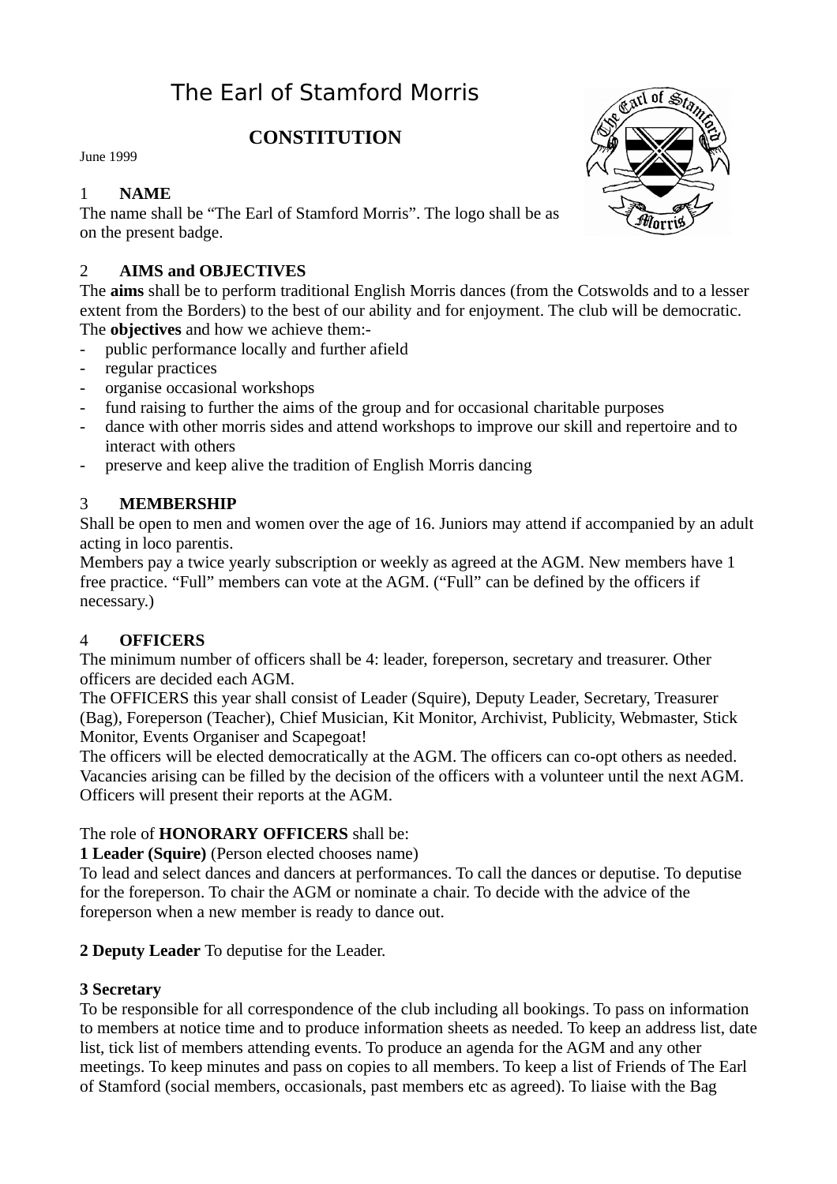# The Earl of Stamford Morris

## CONSTITUTION

June 1999

### 1 NAME

The name shall be “The Earl of Stamford Morris”. The logo shall be as on the present badge.

### 2 AIMS and OBJECTIVES

The **aims** shall be to perform traditional English Morris dances (from the Cotswolds and to a lesser extent from the Borders) to the best of our ability and for enjoyment. The club will be democratic.
The **objectives** and how we achieve them:-

- public performance locally and further afield
- regular practices
- organise occasional workshops
- fund raising to further the aims of the group and for occasional charitable purposes
- dance with other morris sides and attend workshops to improve our skill and repertoire and to interact with others
- preserve and keep alive the tradition of English Morris dancing

### 3 MEMBERSHIP

Shall be open to men and women over the age of 16. Juniors may attend if accompanied by an adult acting in loco parentis.
Members pay a twice yearly subscription or weekly as agreed at the AGM. New members have 1 free practice. “Full” members can vote at the AGM. (“Full” can be defined by the officers if necessary.)

### 4 OFFICERS

The minimum number of officers shall be 4: leader, foreperson, secretary and treasurer. Other officers are decided each AGM.
The OFFICERS this year shall consist of Leader (Squire), Deputy Leader, Secretary, Treasurer (Bag), Foreperson (Teacher), Chief Musician, Kit Monitor, Archivist, Publicity, Webmaster, Stick Monitor, Events Organiser and Scapegoat!
The officers will be elected democratically at the AGM. The officers can co-opt others as needed. Vacancies arising can be filled by the decision of the officers with a volunteer until the next AGM. Officers will present their reports at the AGM.

The role of **HONORARY OFFICERS** shall be:

**1 Leader (Squire)** (Person elected chooses name)
To lead and select dances and dancers at performances. To call the dances or deputise. To deputise for the foreperson. To chair the AGM or nominate a chair. To decide with the advice of the foreperson when a new member is ready to dance out.

**2 Deputy Leader** To deputise for the Leader.

**3 Secretary**
To be responsible for all correspondence of the club including all bookings. To pass on information to members at notice time and to produce information sheets as needed. To keep an address list, date list, tick list of members attending events. To produce an agenda for the AGM and any other meetings. To keep minutes and pass on copies to all members. To keep a list of Friends of The Earl of Stamford (social members, occasionals, past members etc as agreed). To liaise with the Bag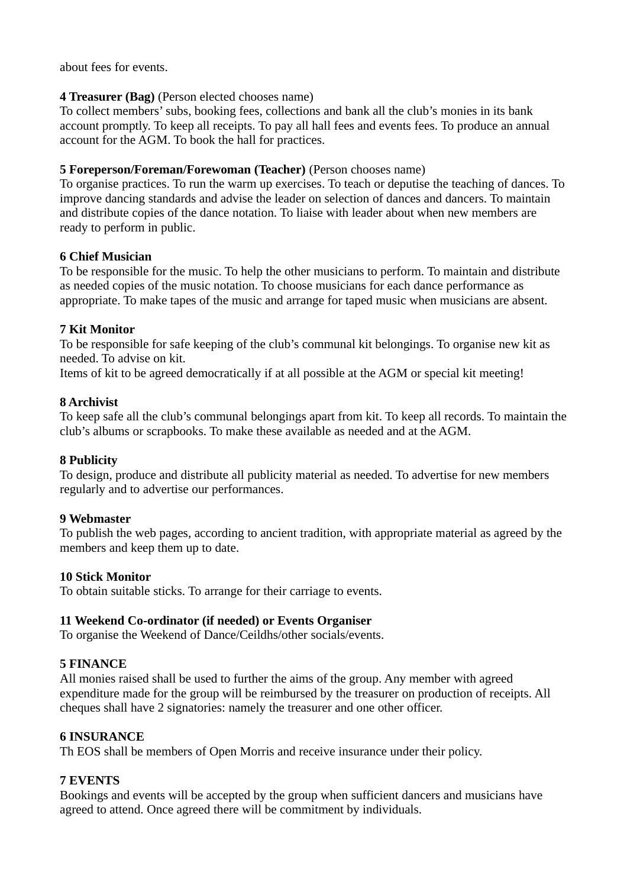about fees for events.

**4 Treasurer (Bag)** (Person elected chooses name)
To collect members' subs, booking fees, collections and bank all the club's monies in its bank account promptly. To keep all receipts. To pay all hall fees and events fees. To produce an annual account for the AGM. To book the hall for practices.

**5 Foreperson/Foreman/Forewoman (Teacher)** (Person chooses name)
To organise practices. To run the warm up exercises. To teach or deputise the teaching of dances. To improve dancing standards and advise the leader on selection of dances and dancers. To maintain and distribute copies of the dance notation. To liaise with leader about when new members are ready to perform in public.

**6 Chief Musician**
To be responsible for the music. To help the other musicians to perform. To maintain and distribute as needed copies of the music notation. To choose musicians for each dance performance as appropriate. To make tapes of the music and arrange for taped music when musicians are absent.

**7 Kit Monitor**
To be responsible for safe keeping of the club's communal kit belongings. To organise new kit as needed. To advise on kit.
Items of kit to be agreed democratically if at all possible at the AGM or special kit meeting!

**8 Archivist**
To keep safe all the club's communal belongings apart from kit. To keep all records. To maintain the club's albums or scrapbooks. To make these available as needed and at the AGM.

**8 Publicity**
To design, produce and distribute all publicity material as needed. To advertise for new members regularly and to advertise our performances.

**9 Webmaster**
To publish the web pages, according to ancient tradition, with appropriate material as agreed by the members and keep them up to date.

**10 Stick Monitor**
To obtain suitable sticks. To arrange for their carriage to events.

**11 Weekend Co-ordinator (if needed) or Events Organiser**
To organise the Weekend of Dance/Ceildhs/other socials/events.

**5 FINANCE**
All monies raised shall be used to further the aims of the group. Any member with agreed expenditure made for the group will be reimbursed by the treasurer on production of receipts. All cheques shall have 2 signatories: namely the treasurer and one other officer.

**6 INSURANCE**
Th EOS shall be members of Open Morris and receive insurance under their policy.

**7 EVENTS**
Bookings and events will be accepted by the group when sufficient dancers and musicians have agreed to attend. Once agreed there will be commitment by individuals.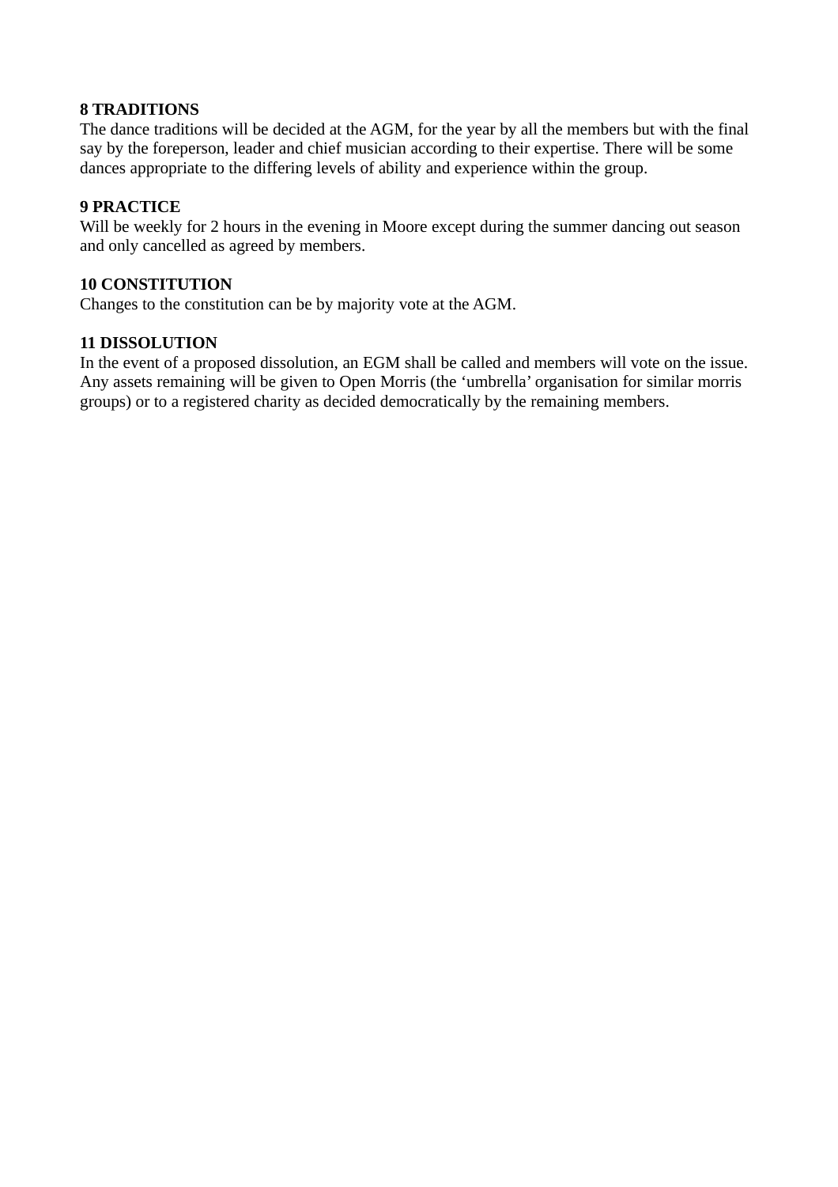**8 TRADITIONS**
The dance traditions will be decided at the AGM, for the year by all the members but with the final say by the foreperson, leader and chief musician according to their expertise. There will be some dances appropriate to the differing levels of ability and experience within the group.

**9 PRACTICE**
Will be weekly for 2 hours in the evening in Moore except during the summer dancing out season and only cancelled as agreed by members.

**10 CONSTITUTION**
Changes to the constitution can be by majority vote at the AGM.

**11 DISSOLUTION**
In the event of a proposed dissolution, an EGM shall be called and members will vote on the issue. Any assets remaining will be given to Open Morris (the 'umbrella' organisation for similar morris groups) or to a registered charity as decided democratically by the remaining members.